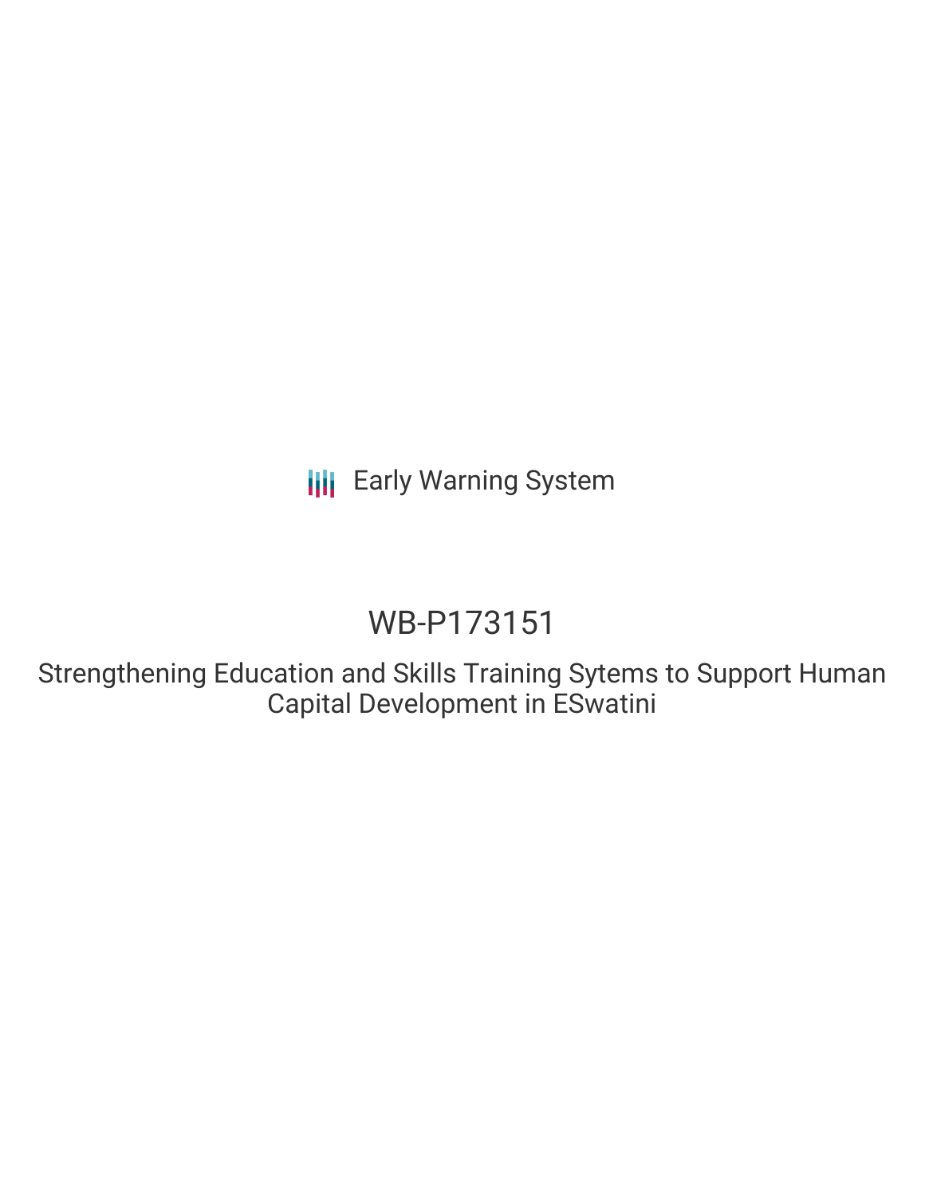Early Warning System

# WB-P173151

## Strengthening Education and Skills Training Sytems to Support Human Capital Development in ESwatini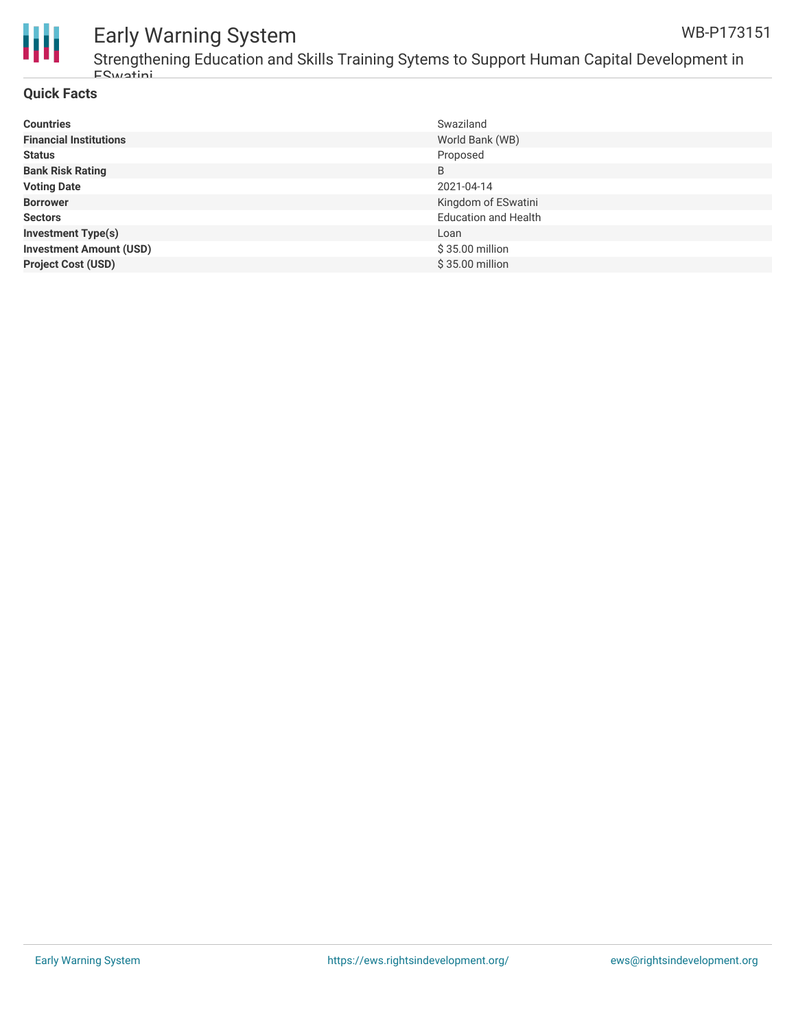## Quick Facts

| | |
|---|---|
| **Countries** | Swaziland |
| **Financial Institutions** | World Bank (WB) |
| **Status** | Proposed |
| **Bank Risk Rating** | B |
| **Voting Date** | 2021-04-14 |
| **Borrower** | Kingdom of ESwatini |
| **Sectors** | Education and Health |
| **Investment Type(s)** | Loan |
| **Investment Amount (USD)** | $ 35.00 million |
| **Project Cost (USD)** | $ 35.00 million |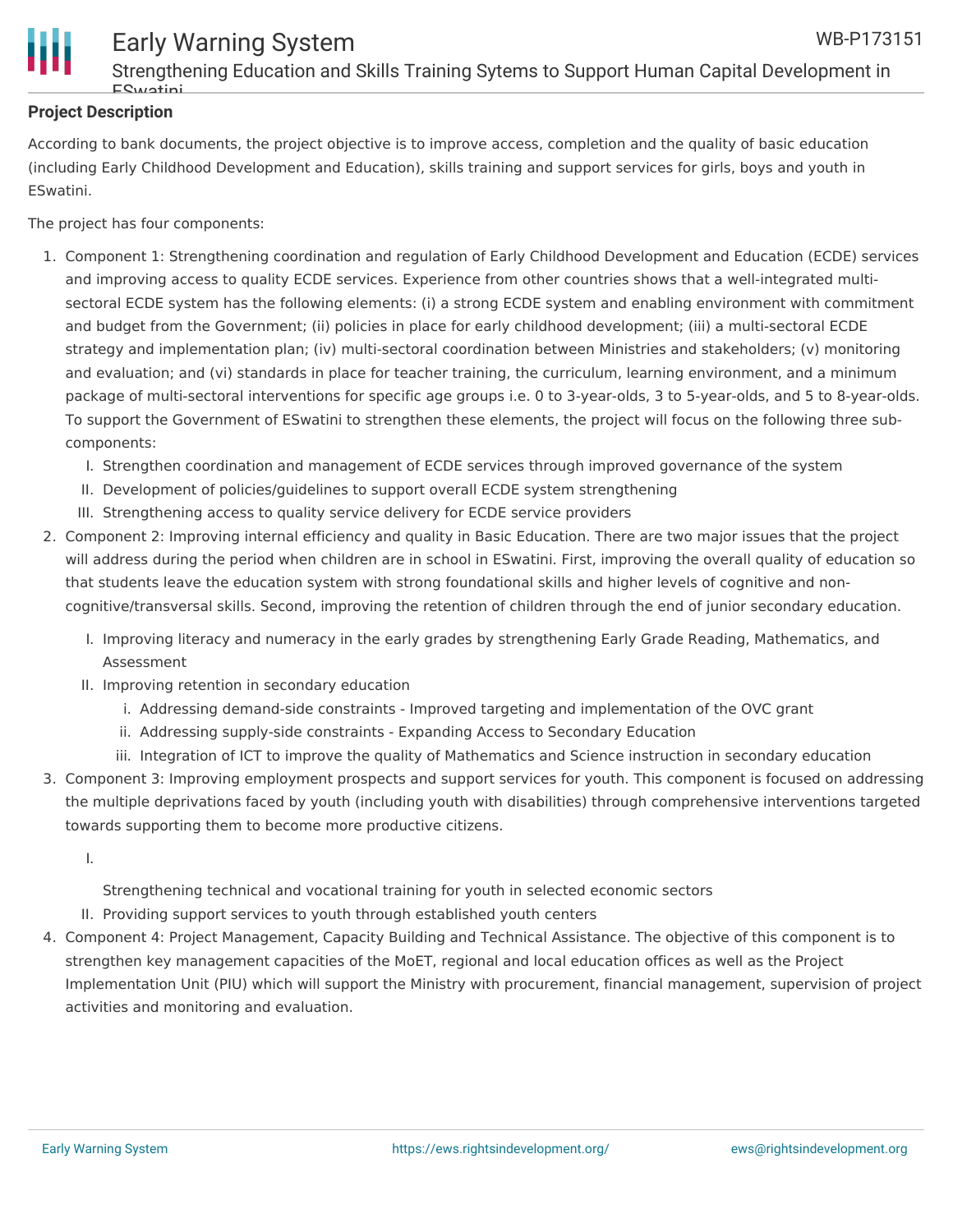## Project Description

According to bank documents, the project objective is to improve access, completion and the quality of basic education (including Early Childhood Development and Education), skills training and support services for girls, boys and youth in ESwatini.

The project has four components:

1. Component 1: Strengthening coordination and regulation of Early Childhood Development and Education (ECDE) services and improving access to quality ECDE services. Experience from other countries shows that a well-integrated multi-sectoral ECDE system has the following elements: (i) a strong ECDE system and enabling environment with commitment and budget from the Government; (ii) policies in place for early childhood development; (iii) a multi-sectoral ECDE strategy and implementation plan; (iv) multi-sectoral coordination between Ministries and stakeholders; (v) monitoring and evaluation; and (vi) standards in place for teacher training, the curriculum, learning environment, and a minimum package of multi-sectoral interventions for specific age groups i.e. 0 to 3-year-olds, 3 to 5-year-olds, and 5 to 8-year-olds. To support the Government of ESwatini to strengthen these elements, the project will focus on the following three sub-components:
   - I. Strengthen coordination and management of ECDE services through improved governance of the system
   - II. Development of policies/guidelines to support overall ECDE system strengthening
   - III. Strengthening access to quality service delivery for ECDE service providers
2. Component 2: Improving internal efficiency and quality in Basic Education. There are two major issues that the project will address during the period when children are in school in ESwatini. First, improving the overall quality of education so that students leave the education system with strong foundational skills and higher levels of cognitive and non-cognitive/transversal skills. Second, improving the retention of children through the end of junior secondary education.
   - I. Improving literacy and numeracy in the early grades by strengthening Early Grade Reading, Mathematics, and Assessment
   - II. Improving retention in secondary education
     - i. Addressing demand-side constraints - Improved targeting and implementation of the OVC grant
     - ii. Addressing supply-side constraints - Expanding Access to Secondary Education
     - iii. Integration of ICT to improve the quality of Mathematics and Science instruction in secondary education
3. Component 3: Improving employment prospects and support services for youth. This component is focused on addressing the multiple deprivations faced by youth (including youth with disabilities) through comprehensive interventions targeted towards supporting them to become more productive citizens.
   - I. Strengthening technical and vocational training for youth in selected economic sectors
   - II. Providing support services to youth through established youth centers
4. Component 4: Project Management, Capacity Building and Technical Assistance. The objective of this component is to strengthen key management capacities of the MoET, regional and local education offices as well as the Project Implementation Unit (PIU) which will support the Ministry with procurement, financial management, supervision of project activities and monitoring and evaluation.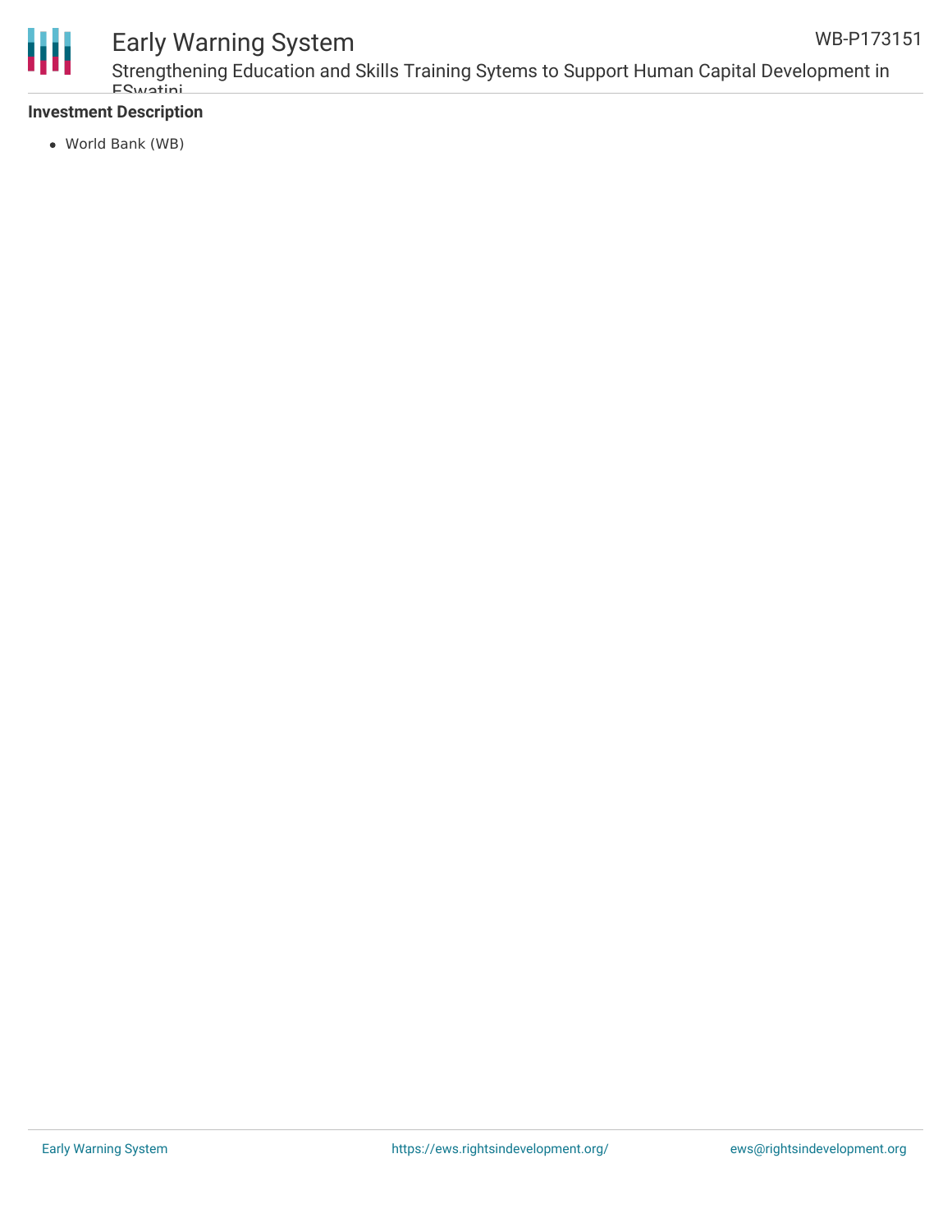### Investment Description

- World Bank (WB)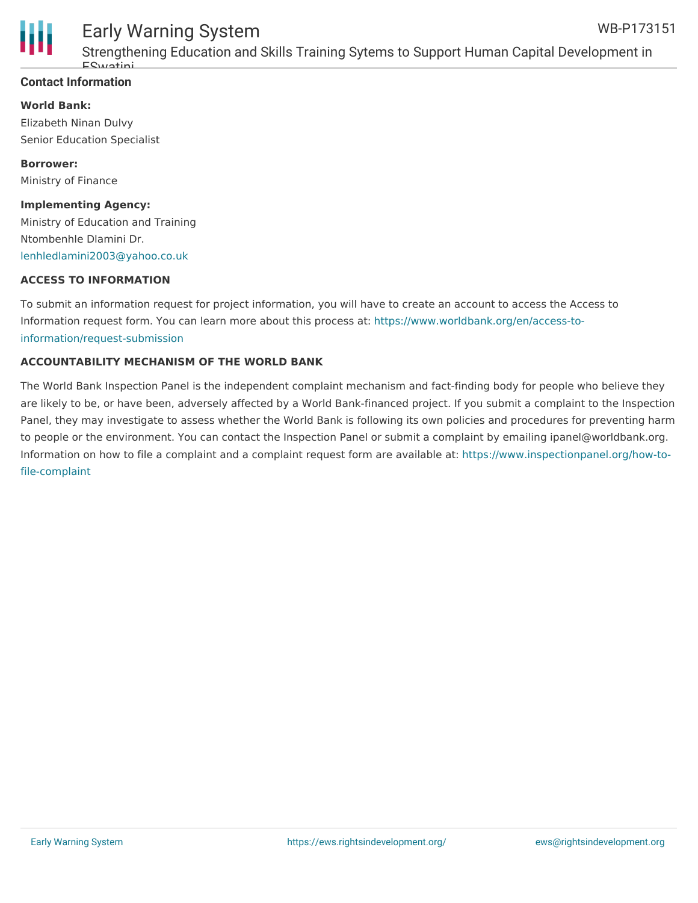## Contact Information

**World Bank:**

Elizabeth Ninan Dulvy
Senior Education Specialist

**Borrower:**

Ministry of Finance

**Implementing Agency:**

Ministry of Education and Training
Ntombenhle Dlamini Dr.
lenhledlamini2003@yahoo.co.uk

### ACCESS TO INFORMATION

To submit an information request for project information, you will have to create an account to access the Access to Information request form. You can learn more about this process at: https://www.worldbank.org/en/access-to-information/request-submission

### ACCOUNTABILITY MECHANISM OF THE WORLD BANK

The World Bank Inspection Panel is the independent complaint mechanism and fact-finding body for people who believe they are likely to be, or have been, adversely affected by a World Bank-financed project. If you submit a complaint to the Inspection Panel, they may investigate to assess whether the World Bank is following its own policies and procedures for preventing harm to people or the environment. You can contact the Inspection Panel or submit a complaint by emailing ipanel@worldbank.org. Information on how to file a complaint and a complaint request form are available at: https://www.inspectionpanel.org/how-to-file-complaint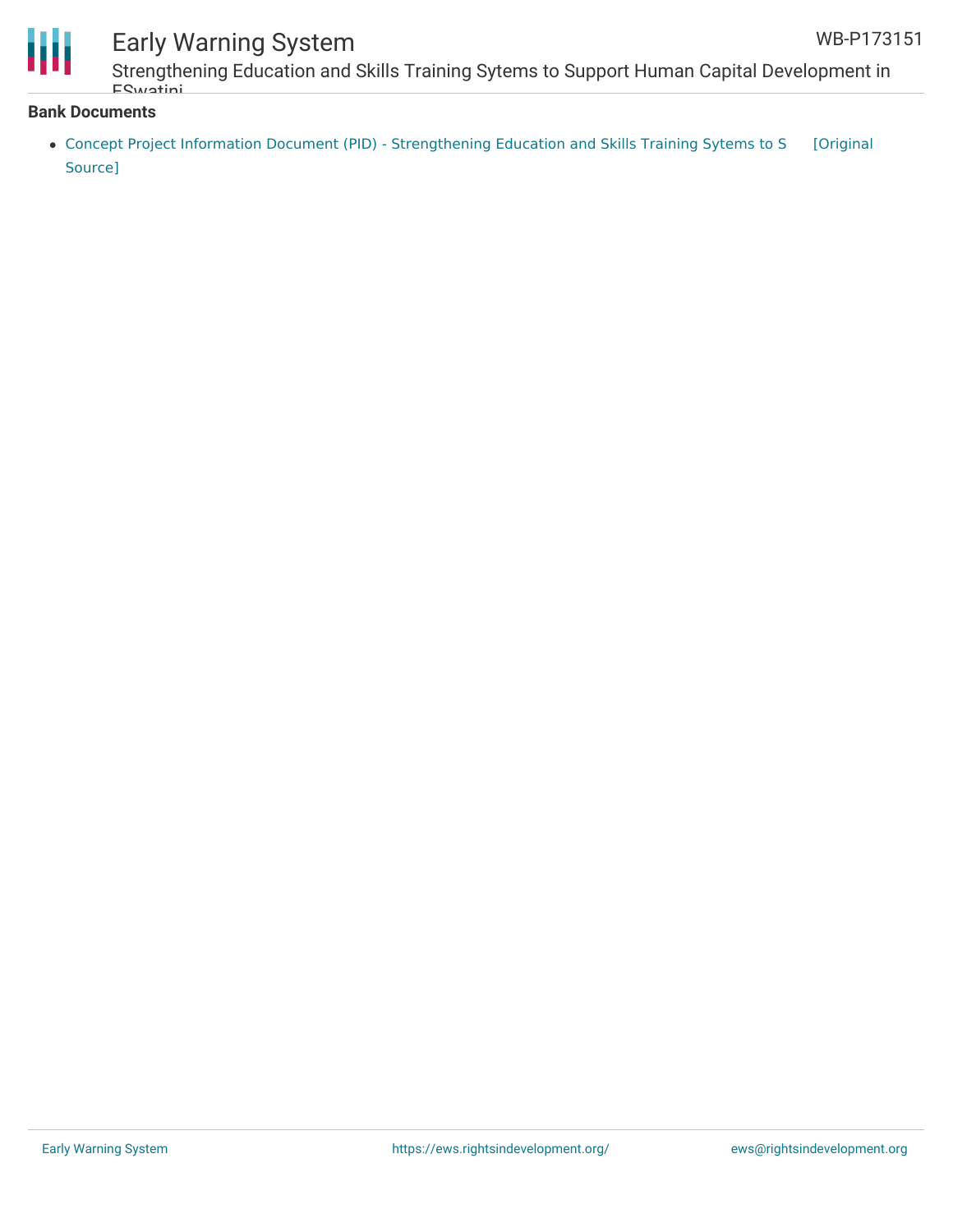**Bank Documents**

- Concept Project Information Document (PID) - Strengthening Education and Skills Training Sytems to S [Original Source]